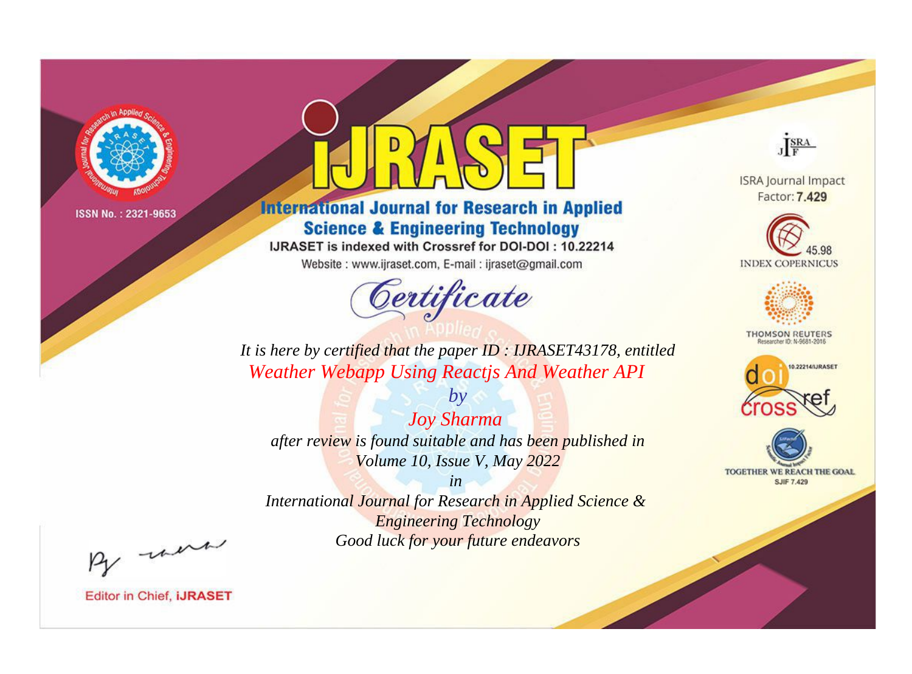ISSN No. : 2321-9653

# iJRASET

## International Journal for Research in Applied Science & Engineering Technology

IJRASET is indexed with Crossref for DOI-DOI : 10.22214

Website : www.ijraset.com, E-mail : ijraset@gmail.com

# *Certificate*

*It is here by certified that the paper ID : IJRASET43178, entitled*

*Weather Webapp Using Reactjs And Weather API*

*by*

*Joy Sharma*

*after review is found suitable and has been published in*

*Volume 10, Issue V, May 2022*

*in*

*International Journal for Research in Applied Science & Engineering Technology*

*Good luck for your future endeavors*

ISRA Journal Impact Factor: **7.429**

45.98 INDEX COPERNICUS

THOMSON REUTERS Researcher ID: N-9681-2016

10.22214/IJRASET

TOGETHER WE REACH THE GOAL SJIF 7.429

Editor in Chief, **iJRASET**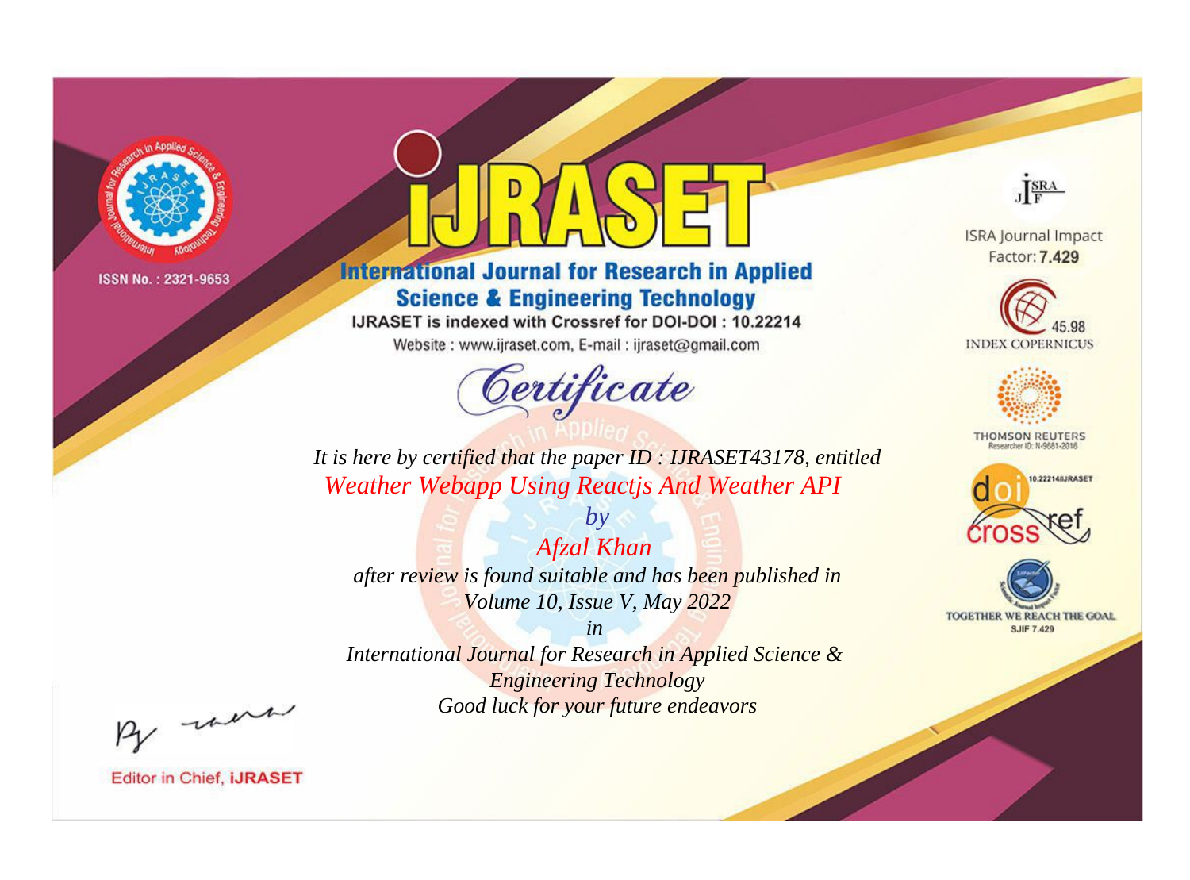ISSN No. : 2321-9653

# IJRASET

## International Journal for Research in Applied Science & Engineering Technology

IJRASET is indexed with Crossref for DOI-DOI : 10.22214

Website : www.ijraset.com, E-mail : ijraset@gmail.com

*Certificate*

*It is here by certified that the paper ID : IJRASET43178, entitled*

*Weather Webapp Using Reactjs And Weather API*

*by*

*Afzal Khan*

*after review is found suitable and has been published in*

*Volume 10, Issue V, May 2022*

*in*

*International Journal for Research in Applied Science & Engineering Technology*

*Good luck for your future endeavors*

ISRA Journal Impact Factor: **7.429**

45.98 INDEX COPERNICUS

THOMSON REUTERS Researcher ID: N-9681-2016

10.22214/IJRASET

TOGETHER WE REACH THE GOAL SJIF 7.429

Editor in Chief, **iJRASET**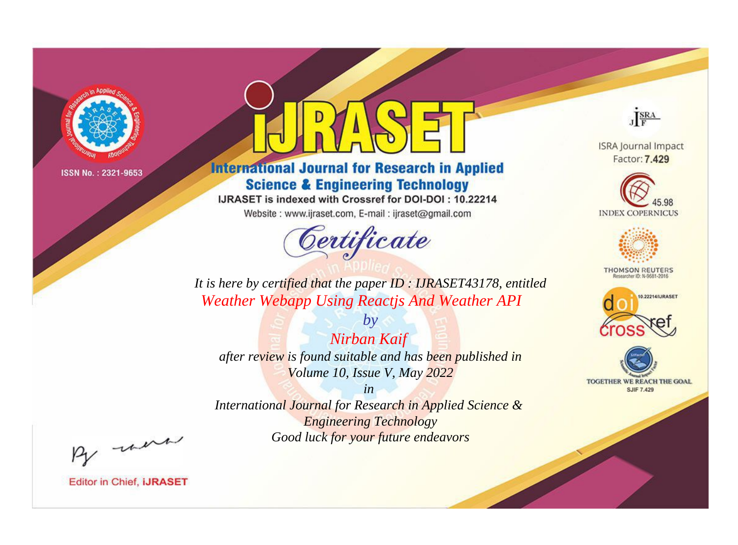ISSN No. : 2321-9653

# iJRASET

## International Journal for Research in Applied Science & Engineering Technology

IJRASET is indexed with Crossref for DOI-DOI : 10.22214

Website : www.ijraset.com, E-mail : ijraset@gmail.com

ISRA Journal Impact Factor: **7.429**

45.98 INDEX COPERNICUS

THOMSON REUTERS Researcher ID: N-9681-2016

10.22214/IJRASET

TOGETHER WE REACH THE GOAL SJIF 7.429

# *Certificate*

*It is here by certified that the paper ID : IJRASET43178, entitled*

*Weather Webapp Using Reactjs And Weather API*

*by*

*Nirban Kaif*

*after review is found suitable and has been published in*

*Volume 10, Issue V, May 2022*

*in*

*International Journal for Research in Applied Science & Engineering Technology*

*Good luck for your future endeavors*

Editor in Chief, **iJRASET**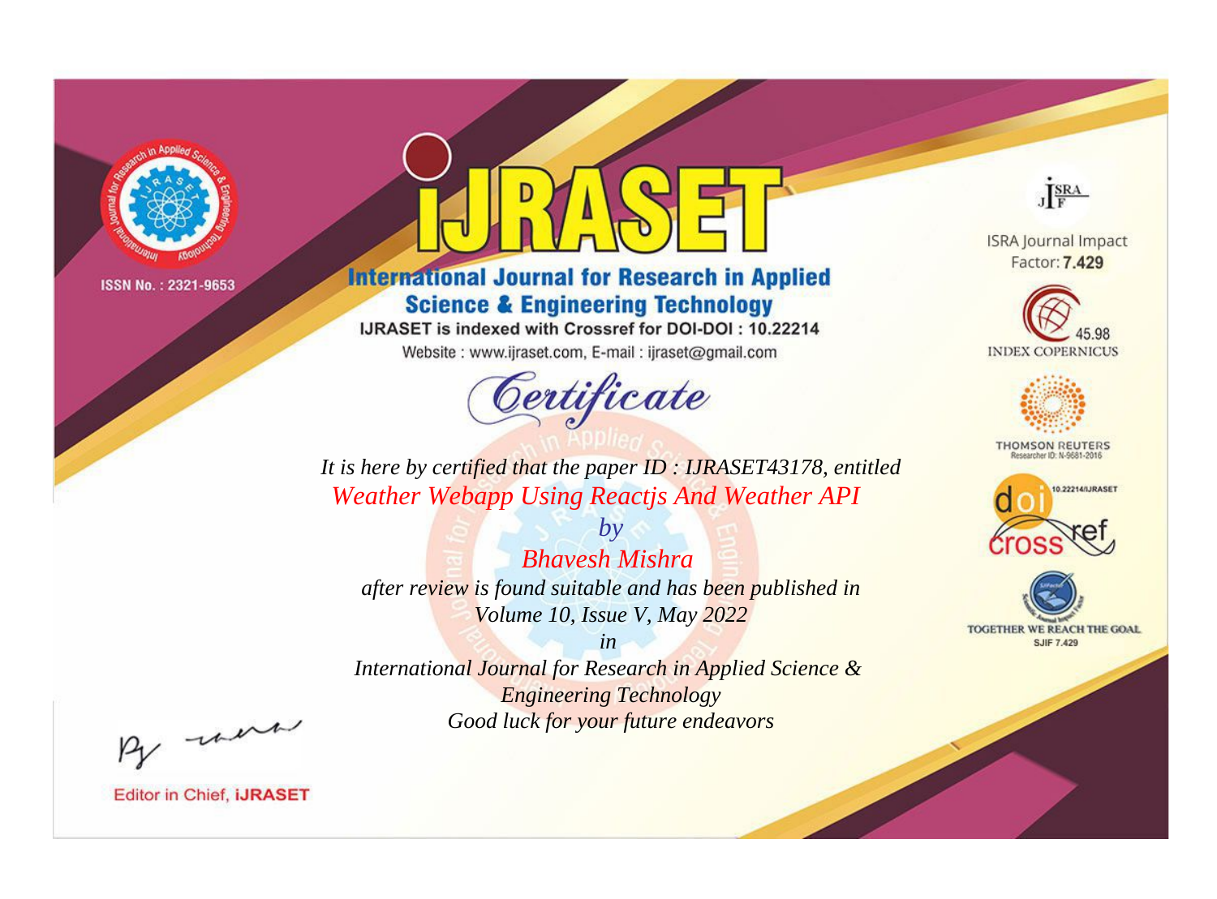ISSN No. : 2321-9653

# iJRASET

## International Journal for Research in Applied Science & Engineering Technology

IJRASET is indexed with Crossref for DOI-DOI : 10.22214

Website : www.ijraset.com, E-mail : ijraset@gmail.com

ISRA Journal Impact Factor: **7.429**

45.98 INDEX COPERNICUS

THOMSON REUTERS Researcher ID: N-9681-2016

10.22214/IJRASET

TOGETHER WE REACH THE GOAL SJIF 7.429

# *Certificate*

*It is here by certified that the paper ID : IJRASET43178, entitled*

*Weather Webapp Using Reactjs And Weather API*

*by*

*Bhavesh Mishra*

*after review is found suitable and has been published in*

*Volume 10, Issue V, May 2022*

*in*

*International Journal for Research in Applied Science & Engineering Technology*

*Good luck for your future endeavors*

Editor in Chief, **iJRASET**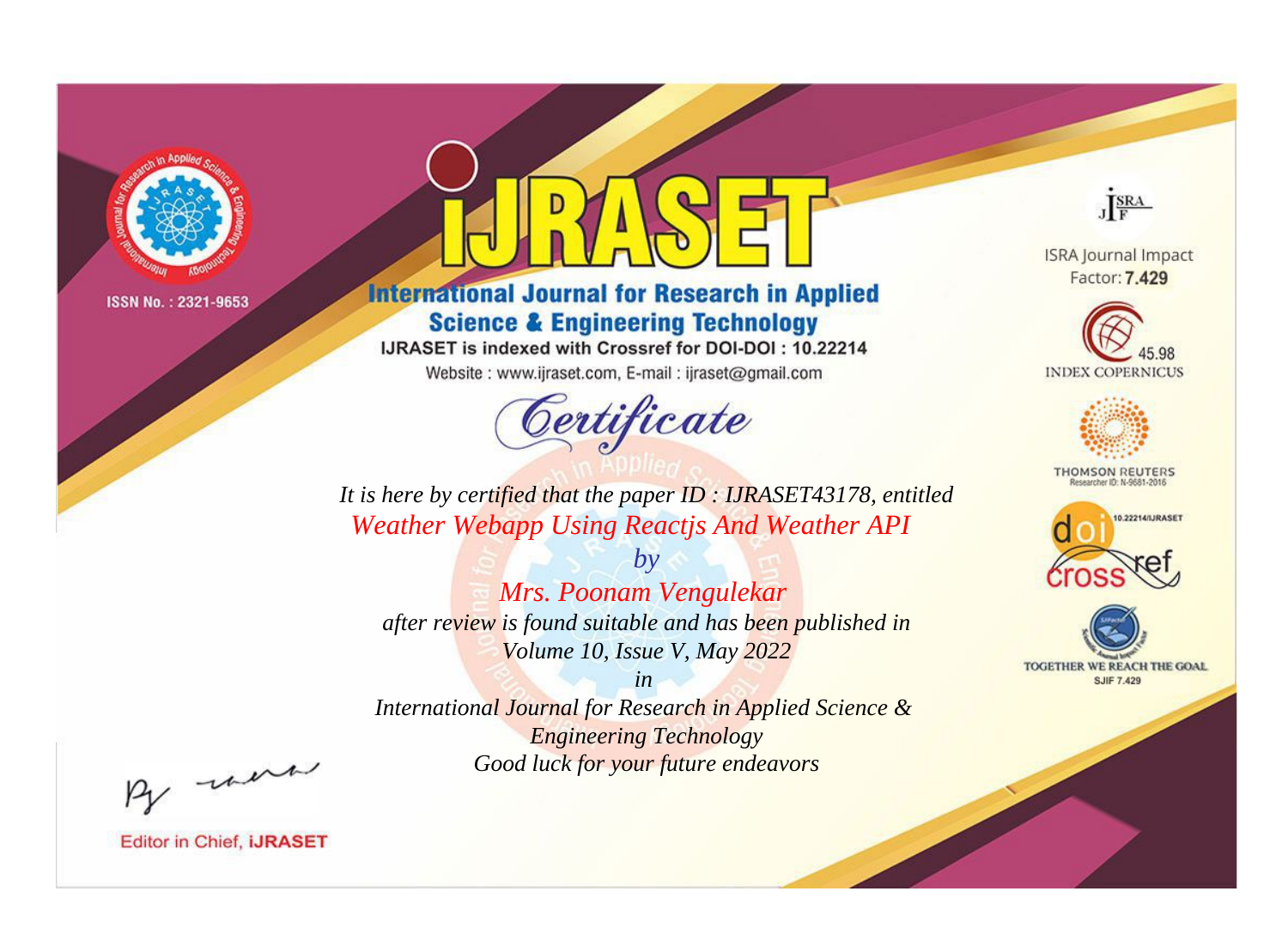ISSN No. : 2321-9653

# iJRASET

## International Journal for Research in Applied Science & Engineering Technology

IJRASET is indexed with Crossref for DOI-DOI : 10.22214

Website : www.ijraset.com, E-mail : ijraset@gmail.com

# *Certificate*

*It is here by certified that the paper ID : IJRASET43178, entitled*

*Weather Webapp Using Reactjs And Weather API*

*by*

*Mrs. Poonam Vengulekar*

*after review is found suitable and has been published in*

*Volume 10, Issue V, May 2022*

*in*

*International Journal for Research in Applied Science & Engineering Technology*

*Good luck for your future endeavors*

ISRA Journal Impact Factor: **7.429**

45.98 INDEX COPERNICUS

THOMSON REUTERS Researcher ID: N-9681-2016

10.22214/IJRASET

TOGETHER WE REACH THE GOAL SJIF 7.429

Editor in Chief, **iJRASET**